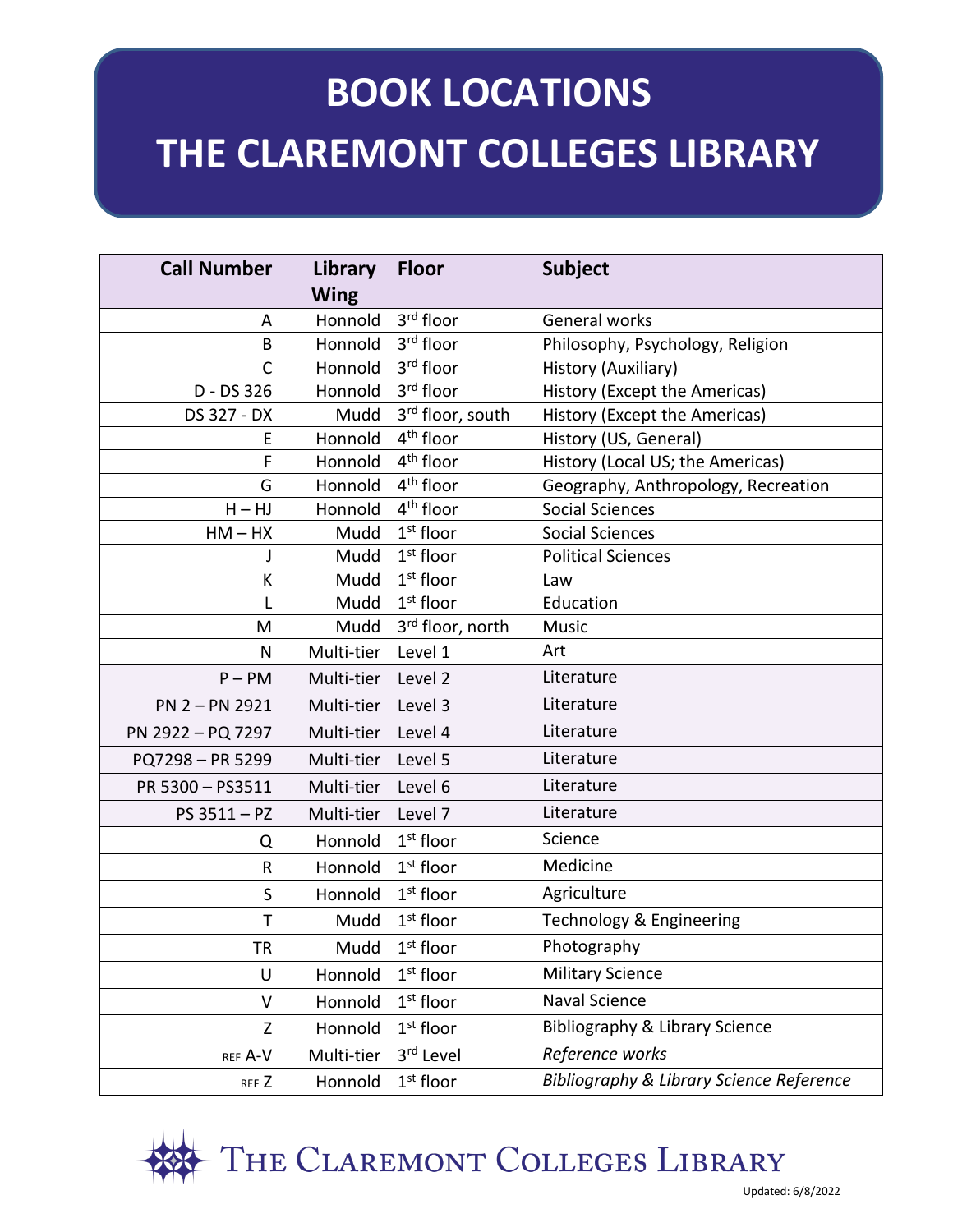# BOOK LOCATIONS

# THE CLAREMONT COLLEGES LIBRARY

| Call Number | Library Wing | Floor | Subject |
|---|---|---|---|
| A | Honnold | 3rd floor | General works |
| B | Honnold | 3rd floor | Philosophy, Psychology, Religion |
| C | Honnold | 3rd floor | History (Auxiliary) |
| D - DS 326 | Honnold | 3rd floor | History (Except the Americas) |
| DS 327 - DX | Mudd | 3rd floor, south | History (Except the Americas) |
| E | Honnold | 4th floor | History (US, General) |
| F | Honnold | 4th floor | History (Local US; the Americas) |
| G | Honnold | 4th floor | Geography, Anthropology, Recreation |
| H – HJ | Honnold | 4th floor | Social Sciences |
| HM – HX | Mudd | 1st floor | Social Sciences |
| J | Mudd | 1st floor | Political Sciences |
| K | Mudd | 1st floor | Law |
| L | Mudd | 1st floor | Education |
| M | Mudd | 3rd floor, north | Music |
| N | Multi-tier | Level 1 | Art |
| P – PM | Multi-tier | Level 2 | Literature |
| PN 2 – PN 2921 | Multi-tier | Level 3 | Literature |
| PN 2922 – PQ 7297 | Multi-tier | Level 4 | Literature |
| PQ7298 – PR 5299 | Multi-tier | Level 5 | Literature |
| PR 5300 – PS3511 | Multi-tier | Level 6 | Literature |
| PS 3511 – PZ | Multi-tier | Level 7 | Literature |
| Q | Honnold | 1st floor | Science |
| R | Honnold | 1st floor | Medicine |
| S | Honnold | 1st floor | Agriculture |
| T | Mudd | 1st floor | Technology & Engineering |
| TR | Mudd | 1st floor | Photography |
| U | Honnold | 1st floor | Military Science |
| V | Honnold | 1st floor | Naval Science |
| Z | Honnold | 1st floor | Bibliography & Library Science |
| REF A-V | Multi-tier | 3rd Level | *Reference works* |
| REF Z | Honnold | 1st floor | *Bibliography & Library Science Reference* |

THE CLAREMONT COLLEGES LIBRARY

Updated: 6/8/2022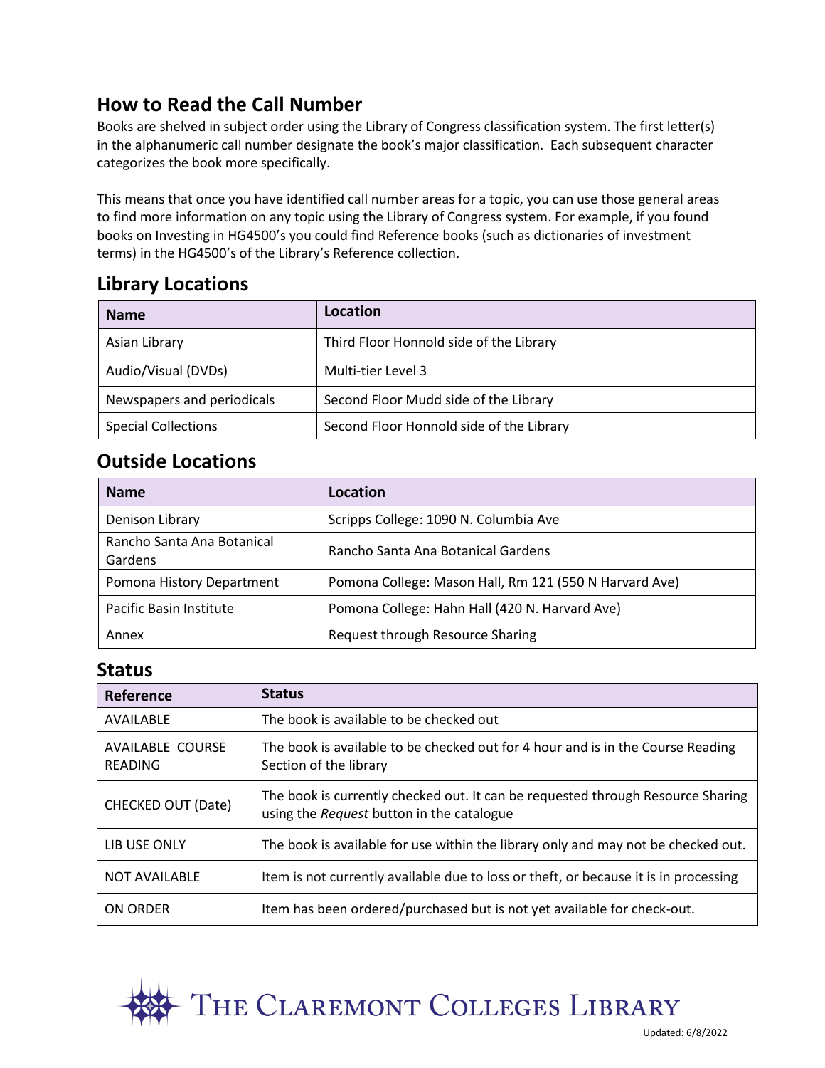## How to Read the Call Number

Books are shelved in subject order using the Library of Congress classification system. The first letter(s) in the alphanumeric call number designate the book's major classification. Each subsequent character categorizes the book more specifically.

This means that once you have identified call number areas for a topic, you can use those general areas to find more information on any topic using the Library of Congress system. For example, if you found books on Investing in HG4500's you could find Reference books (such as dictionaries of investment terms) in the HG4500's of the Library's Reference collection.

## Library Locations

| Name | Location |
|---|---|
| Asian Library | Third Floor Honnold side of the Library |
| Audio/Visual (DVDs) | Multi-tier Level 3 |
| Newspapers and periodicals | Second Floor Mudd side of the Library |
| Special Collections | Second Floor Honnold side of the Library |

## Outside Locations

| Name | Location |
|---|---|
| Denison Library | Scripps College: 1090 N. Columbia Ave |
| Rancho Santa Ana Botanical Gardens | Rancho Santa Ana Botanical Gardens |
| Pomona History Department | Pomona College: Mason Hall, Rm 121 (550 N Harvard Ave) |
| Pacific Basin Institute | Pomona College: Hahn Hall (420 N. Harvard Ave) |
| Annex | Request through Resource Sharing |

## Status

| Reference | Status |
|---|---|
| AVAILABLE | The book is available to be checked out |
| AVAILABLE COURSE READING | The book is available to be checked out for 4 hour and is in the Course Reading Section of the library |
| CHECKED OUT (Date) | The book is currently checked out. It can be requested through Resource Sharing using the *Request* button in the catalogue |
| LIB USE ONLY | The book is available for use within the library only and may not be checked out. |
| NOT AVAILABLE | Item is not currently available due to loss or theft, or because it is in processing |
| ON ORDER | Item has been ordered/purchased but is not yet available for check-out. |

THE CLAREMONT COLLEGES LIBRARY

Updated: 6/8/2022